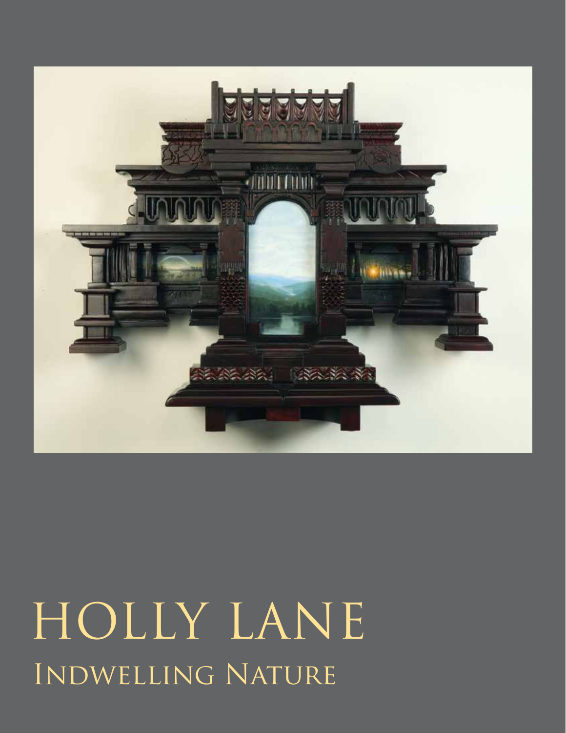# HOLLY LANE

## Indwelling Nature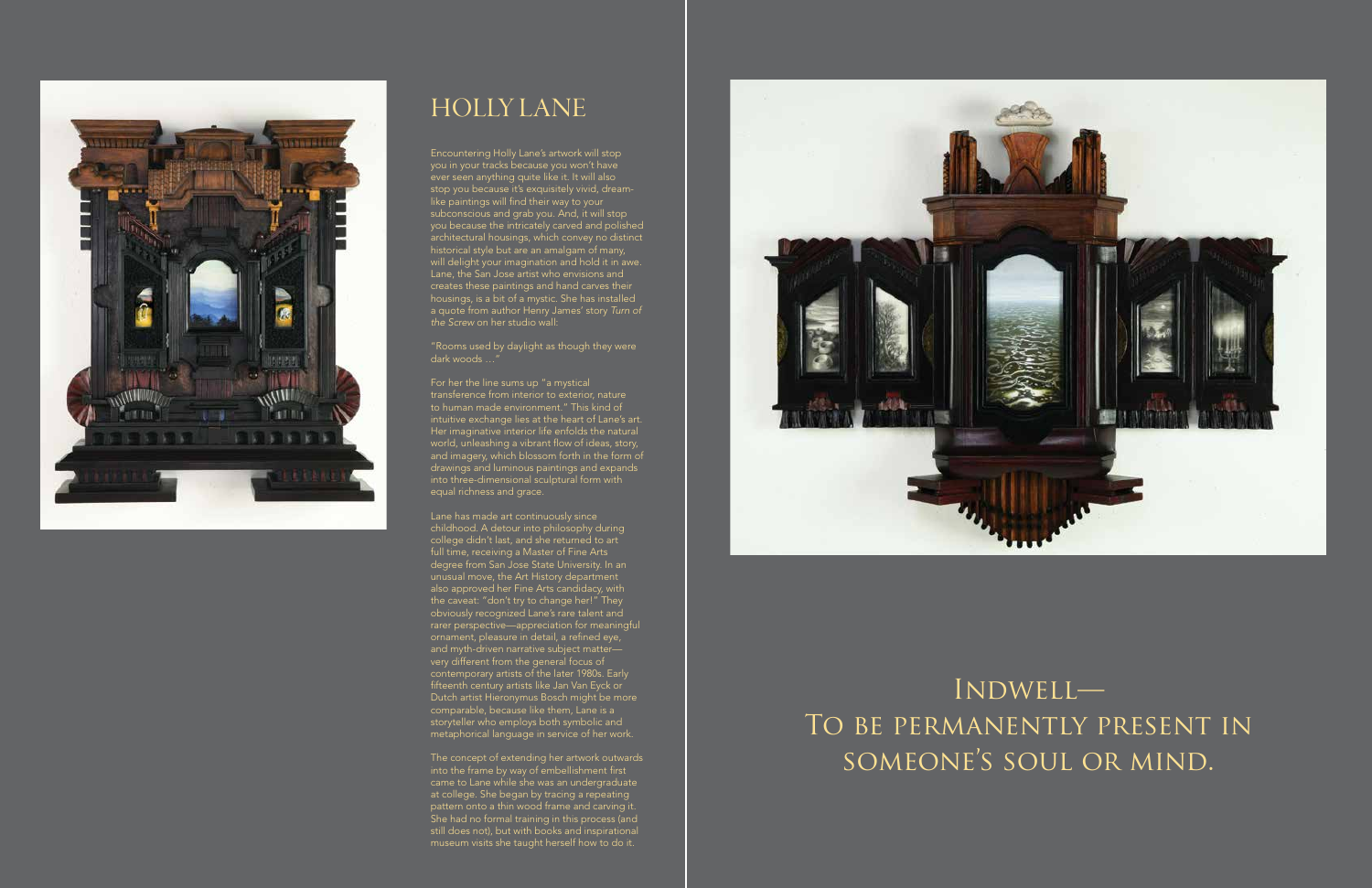# HOLLY LANE

Encountering Holly Lane's artwork will stop you in your tracks because you won't have ever seen anything quite like it. It will also stop you because it's exquisitely vivid, dream-like paintings will find their way to your subconscious and grab you. And, it will stop you because the intricately carved and polished architectural housings, which convey no distinct historical style but are an amalgam of many, will delight your imagination and hold it in awe. Lane, the San Jose artist who envisions and creates these paintings and hand carves their housings, is a bit of a mystic. She has installed a quote from author Henry James' story *Turn of the Screw* on her studio wall:

"Rooms used by daylight as though they were dark woods ..."

For her the line sums up "a mystical transference from interior to exterior, nature to human made environment." This kind of intuitive exchange lies at the heart of Lane's art. Her imaginative interior life enfolds the natural world, unleashing a vibrant flow of ideas, story, and imagery, which blossom forth in the form of drawings and luminous paintings and expands into three-dimensional sculptural form with equal richness and grace.

Lane has made art continuously since childhood. A detour into philosophy during college didn't last, and she returned to art full time, receiving a Master of Fine Arts degree from San Jose State University. In an unusual move, the Art History department also approved her Fine Arts candidacy, with the caveat: "don't try to change her!" They obviously recognized Lane's rare talent and rarer perspective—appreciation for meaningful ornament, pleasure in detail, a refined eye, and myth-driven narrative subject matter—very different from the general focus of contemporary artists of the later 1980s. Early fifteenth century artists like Jan Van Eyck or Dutch artist Hieronymus Bosch might be more comparable, because like them, Lane is a storyteller who employs both symbolic and metaphorical language in service of her work.

The concept of extending her artwork outwards into the frame by way of embellishment first came to Lane while she was an undergraduate at college. She began by tracing a repeating pattern onto a thin wood frame and carving it. She had no formal training in this process (and still does not), but with books and inspirational museum visits she taught herself how to do it.

## INDWELL— TO BE PERMANENTLY PRESENT IN SOMEONE'S SOUL OR MIND.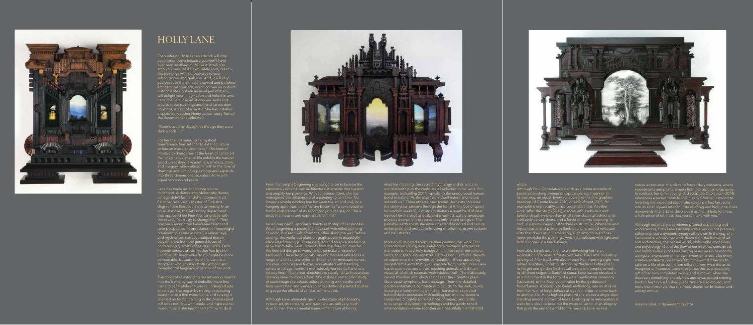# HOLLY LANE

Encountering Holly Lane's artwork will stop you in your tracks because you won't have ever seen anything quite like it. It will also stop you because it's exquisitely vivid; dream-like paintings will find their way to your subconscious and grab you. And, it will stop you because the intricately carved and polished architectural housings, which convey no distinct historical style but are an amalgam of many, will delight your imagination and hold it in awe. Lane, the San Jose artist who envisions and creates these paintings and hand carves their housings, is a bit of a mystic. She has installed a quote from author Henry James' story *Turn of the Screw* on her studio wall:

"Rooms used by daylight as though they were dark woods . . ."

For her the line sums up "a mystical transference from interior to exterior, nature to human made environment." This kind of intuitive exchange lies at the heart of Lane's art. Her imaginative interior life enfolds the natural world, unleashing a vibrant flow of ideas, story, and imagery, which blossom forth in the form of drawings and luminous paintings and expands into three-dimensional sculptural form with equal richness and grace.

Lane has made art continuously since childhood. A detour into philosophy during college didn't last, and she returned to art full time, receiving a Master of Fine Arts degree from San Jose State University. In an unusual move, the Art History department also approved her Fine Arts candidacy, with the caveat: "don't try to change her!" They obviously recognized Lane's rare talent and rarer perspective—appreciation for meaningful ornament, pleasure in detail, a refined eye, and myth-driven narrative subject matter—very different from the general focus of contemporary artists of the later 1980s. Early fifteenth century artists like Jan Van Eyck or Dutch artist Hieronymus Bosch might be more comparable, because like them, Lane is a storyteller who employs both symbolic and metaphorical language in service of her work.

The concept of extending her artwork outwards into the frame by way of embellishment first came to Lane while she was an undergraduate at college. She began by tracing a repeating pattern onto a thin wood frame and carving it. She had no formal training in this process (and still does not), but with books and inspirational museum visits she taught herself how to do it.

From that simple beginning she has gone on to fashion the elaborately ornamented architectural mansions that support and amplify her paintings. With conscious intent, she has reimagined the relationship of a painting to its frame. No longer a simple dividing line between the art and wall, or a hanging apparatus, the structure becomes "a conceptual or formal elaboration" of its accompanying images, or "like a body that houses and expresses the mind."

Lane's purposeful approach directs each step of her process. When beginning a piece, she may start with either painting or wood, but each will inform the other along the way. Before carving, she works out plans on graph paper in beautifully elaborated drawings. These detailed and to-scale renderings allow her to take measurements from the drawing, transfer the finished design to wood, and also make a record of each work. Her eclectic vocabulary of ornament references a range of architectural styles and each of her miniature turrets, columns, cornices and friezes, accentuated with beading, spirals or foliage motifs, is meticulously worked by hand to a velvety finish. Numerous sketchbooks supply her with countless drawing ideas to choose from. She makes a pastel color study of each image she selects before painting with acrylic, and tests wood stain and varnish color in additional painted studies to gauge the effects of various combinations.

Although Lane ultimately gave up the study of philosophy in favor art, its concerns and questions are still very much alive for her. The elemental issues—the nature of being, what has meaning, the sacred, mythology and its place in our relationship to the world are all reflected in her work. For example, *Indwelling* (2014), speaks to the unequivocal human bond to nature. As she says "we indwell nature and nature indwells us." Three ethereal landscapes illuminate this idea: the setting sun streams through the forest (the place of quest for wisdom seekers); a misty arc shelters a quiet herd of deer (symbol for the soul) at dusk, and a hushed, watery landscape projects a sense of the sacred that only nature can give. The palpable earth spirits she envisions stand honored and secure within a rich and protective housing of columns, drawn curtains and balustrades.

More an illuminated sculpture than painting, her work *Four Consolations* (2015), recalls elaborate medieval altarpieces that open to reveal holy beings within. Instead of portraits of saints, four sparkling vignettes are revealed. Each one depicts an experience that provides consolation—those apparently insignificant events that give us respite from our troubles. Lane has chosen trees and music, touching animals and distant vistas, all of which resonate with intuited truth. The elaborately carved structure into which she has set the vignettes plays like a visual symphony. Each passage—from the detailed, golden entablature complete with clouds, to the dark, sturdy rectangular body with its gem-like illuminations secreted behind doors encrusted with quilling (ornamental patterns comprised of tightly spiraled strips of paper), and finally, to its range of supporting moldings and burgundy-toned ornamentation—come together as a beautifully orchestrated whole.

Although *Four Consolations* stands as a prime example of Lane's astonishing avenue of expression, each work is, in its own way, an equal. Every variation (like the fine graphite drawings of *Gentle Muse*, 2010, or *Unfoldment*, 2015, for example) is impeccably conceived and crafted. Another work, *After the Storm* (2012), dances with exuberant and fanciful detail, enhanced by small silver clasps attached to its intricately carved doors, and a forest of turrets crowning its roof, in a multi-layered, cathedral-like structure. Whimsical and mysterious animal paintings flank an arch-crowned miniature vista that draws us in. Remarkably, such ambitious edifices never overtake the paintings, which are suffused with light and hold our gaze in a fine balance.

Inevitably, Lane's attraction to woodworking led to an exploration of sculpture for its own sake. The same revelatory carving of *After the Storm* also imbues her imposing eight-foot gilded sculpture, *Forest Lustration by the River Lethe* (2011). Its height and golden finish recall an ancient temple, or with its different stages, a Buddhist stupa. Lane has constructed it as a monument in the form of a water purification ceremony (lustration), to the River Lethe, ruled by the goddess of forgetfulness. According to Greek mythology, one must drink from the river of forgetfulness at death in order to come back to another life. At its highest platform she places a single deer standing among a grove of trees. Looking up in anticipation, it waits for a dove to pour out the water of Lethe. In an allegory that joins the ancient world to the present, Lane reveals nature as provider of a place to forget daily concerns, where resentments and painful events from the past can drop away. In contrast, her diminutive gilded sculpture *Cubiculum* (2014), references a sacred room found in early Christian catacombs. Inverting the expected space, she carves perfect fan vaults into its small square interior. Instead of big and high, one looks downwards into it. Lane describes it as "hand-held loftiness, a little piece of loftiness that you can take with you."

Although essentially a combined product of painting and woodcarving, Holly Lane's incomparable work is not precisely either one, but a dynamic synergy all its own. In the way of a Renaissance woman, her work draws from the history of art and architecture, the natural world, philosophy, mythology, and psychology. Out of the flow of her intuitive, conceptual, and highly skilled processes, lasting many weeks or months, a singular expression of her own invention arises. Like every creative endeavor, once manifest in the world it begins to take on a life of its own, often different from what the artist imagined or intended. Lane recognizes this as a revelatory gift of her own completed works, and is moved when she discovers something entirely new and unsuspected coming back to her from a finished piece. We are also moved, and more than fortunate that she freely shares her brilliance and artistry with us.

Helaine Glick, Independent Curator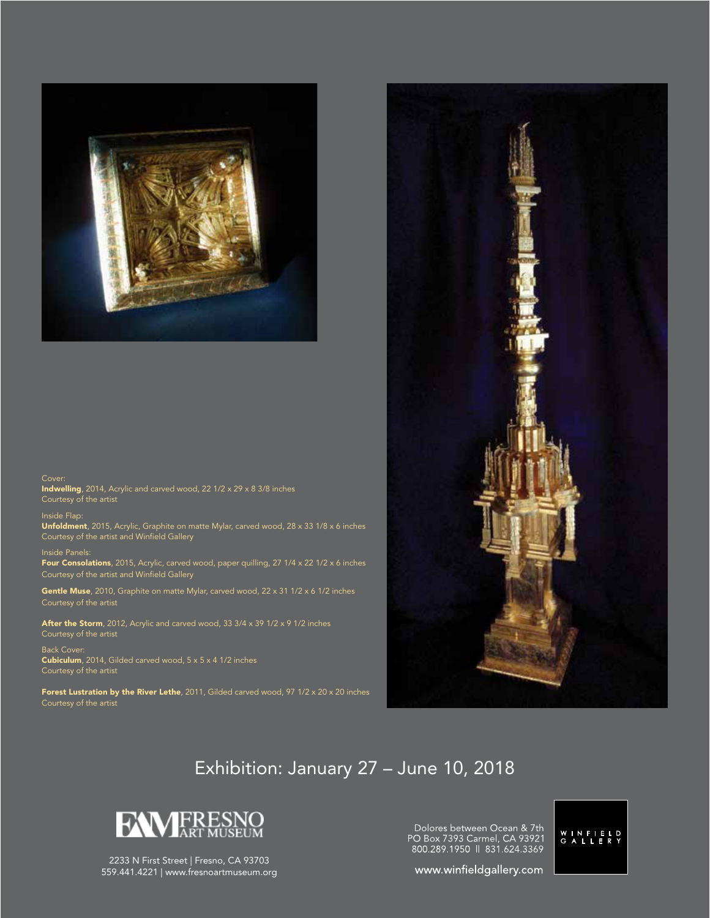Cover:
**Indwelling**, 2014, Acrylic and carved wood, 22 1/2 x 29 x 8 3/8 inches
Courtesy of the artist

Inside Flap:
**Unfoldment**, 2015, Acrylic, Graphite on matte Mylar, carved wood, 28 x 33 1/8 x 6 inches
Courtesy of the artist and Winfield Gallery

Inside Panels:
**Four Consolations**, 2015, Acrylic, carved wood, paper quilling, 27 1/4 x 22 1/2 x 6 inches
Courtesy of the artist and Winfield Gallery

**Gentle Muse**, 2010, Graphite on matte Mylar, carved wood, 22 x 31 1/2 x 6 1/2 inches
Courtesy of the artist

**After the Storm**, 2012, Acrylic and carved wood, 33 3/4 x 39 1/2 x 9 1/2 inches
Courtesy of the artist

Back Cover:
**Cubiculum**, 2014, Gilded carved wood, 5 x 5 x 4 1/2 inches
Courtesy of the artist

**Forest Lustration by the River Lethe**, 2011, Gilded carved wood, 97 1/2 x 20 x 20 inches
Courtesy of the artist

## Exhibition: January 27 – June 10, 2018

FAM FRESNO ART MUSEUM

2233 N First Street | Fresno, CA 93703
559.441.4221 | www.fresnoartmuseum.org

Dolores between Ocean & 7th
PO Box 7393 Carmel, CA 93921
800.289.1950 || 831.624.3369

www.winfieldgallery.com

WINFIELD GALLERY